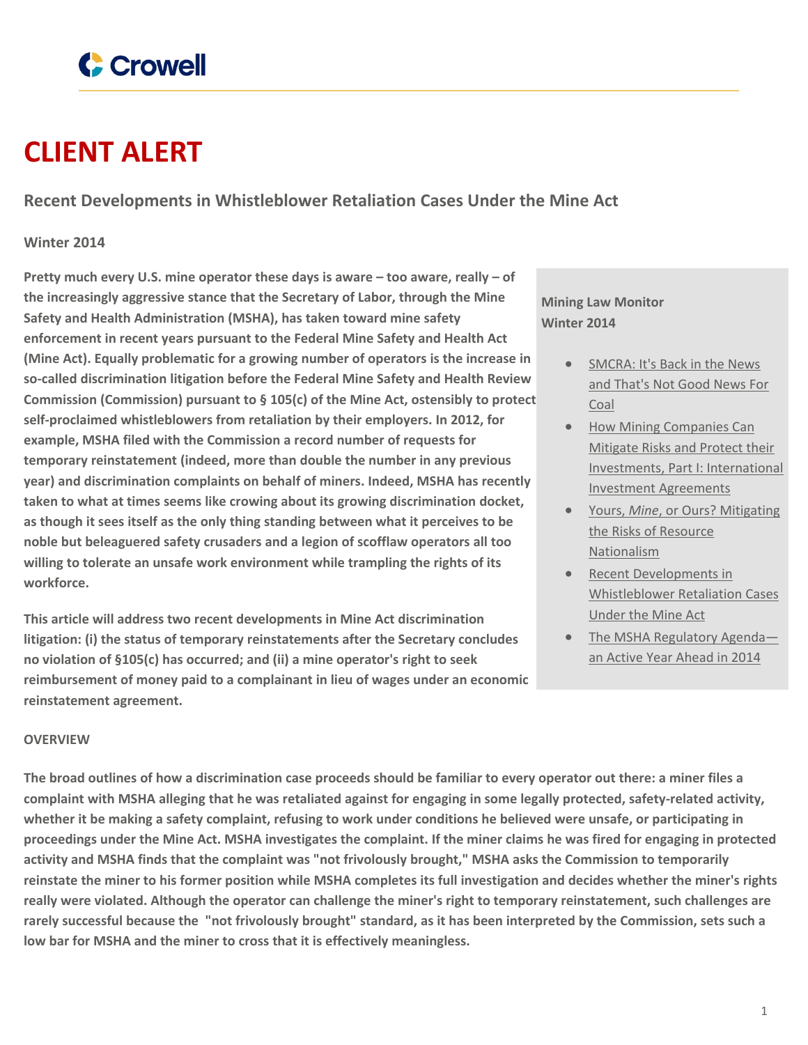Crowell

# CLIENT ALERT

## Recent Developments in Whistleblower Retaliation Cases Under the Mine Act

**Winter 2014**

**Pretty much every U.S. mine operator these days is aware – too aware, really – of the increasingly aggressive stance that the Secretary of Labor, through the Mine Safety and Health Administration (MSHA), has taken toward mine safety enforcement in recent years pursuant to the Federal Mine Safety and Health Act (Mine Act). Equally problematic for a growing number of operators is the increase in so-called discrimination litigation before the Federal Mine Safety and Health Review Commission (Commission) pursuant to § 105(c) of the Mine Act, ostensibly to protect self-proclaimed whistleblowers from retaliation by their employers. In 2012, for example, MSHA filed with the Commission a record number of requests for temporary reinstatement (indeed, more than double the number in any previous year) and discrimination complaints on behalf of miners. Indeed, MSHA has recently taken to what at times seems like crowing about its growing discrimination docket, as though it sees itself as the only thing standing between what it perceives to be noble but beleaguered safety crusaders and a legion of scofflaw operators all too willing to tolerate an unsafe work environment while trampling the rights of its workforce.**

**This article will address two recent developments in Mine Act discrimination litigation: (i) the status of temporary reinstatements after the Secretary concludes no violation of §105(c) has occurred; and (ii) a mine operator's right to seek reimbursement of money paid to a complainant in lieu of wages under an economic reinstatement agreement.**

**Mining Law Monitor**
**Winter 2014**

- SMCRA: It's Back in the News and That's Not Good News For Coal
- How Mining Companies Can Mitigate Risks and Protect their Investments, Part I: International Investment Agreements
- Yours, *Mine*, or Ours? Mitigating the Risks of Resource Nationalism
- Recent Developments in Whistleblower Retaliation Cases Under the Mine Act
- The MSHA Regulatory Agenda—an Active Year Ahead in 2014

**OVERVIEW**

**The broad outlines of how a discrimination case proceeds should be familiar to every operator out there: a miner files a complaint with MSHA alleging that he was retaliated against for engaging in some legally protected, safety-related activity, whether it be making a safety complaint, refusing to work under conditions he believed were unsafe, or participating in proceedings under the Mine Act. MSHA investigates the complaint. If the miner claims he was fired for engaging in protected activity and MSHA finds that the complaint was "not frivolously brought," MSHA asks the Commission to temporarily reinstate the miner to his former position while MSHA completes its full investigation and decides whether the miner's rights really were violated. Although the operator can challenge the miner's right to temporary reinstatement, such challenges are rarely successful because the "not frivolously brought" standard, as it has been interpreted by the Commission, sets such a low bar for MSHA and the miner to cross that it is effectively meaningless.**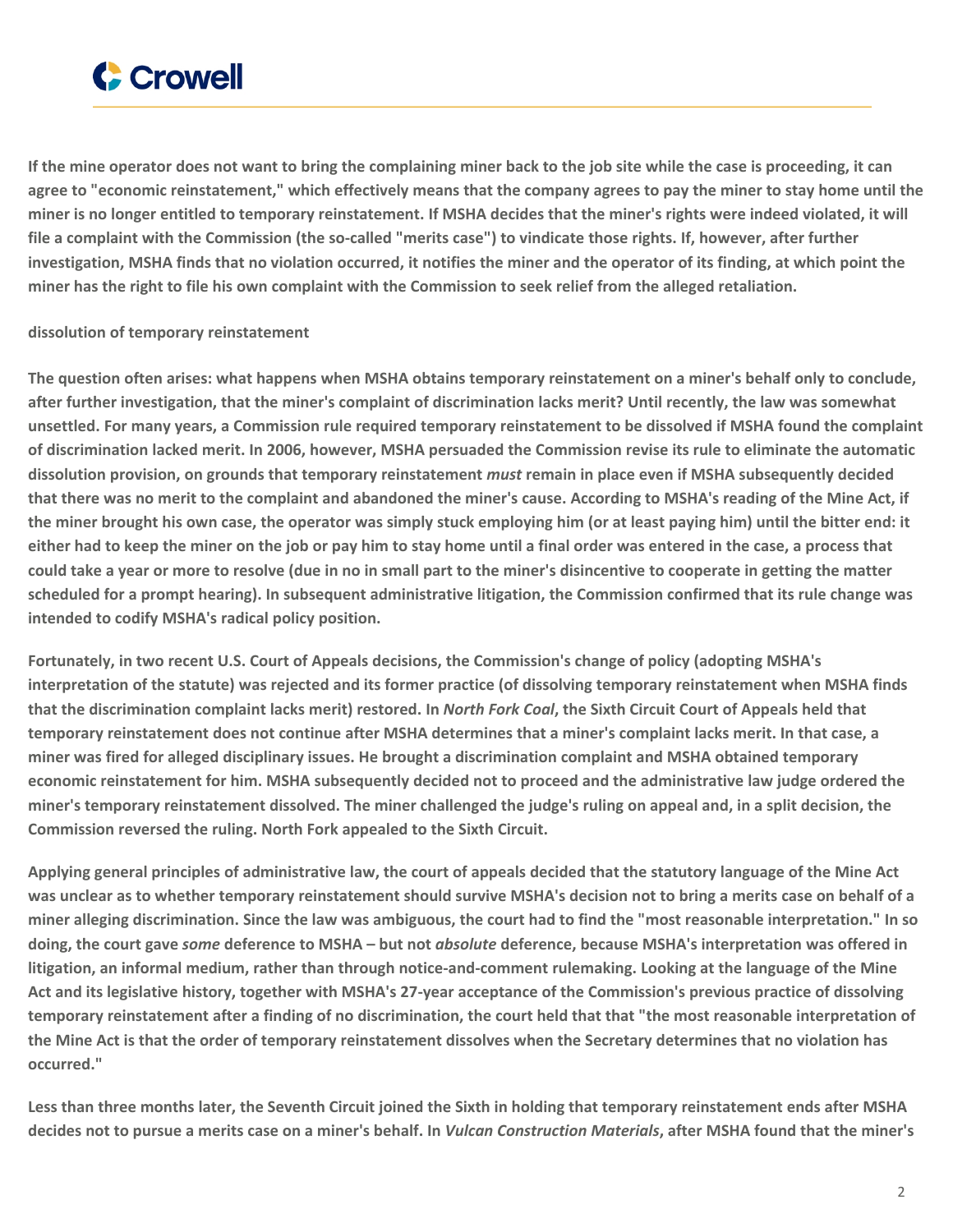**If the mine operator does not want to bring the complaining miner back to the job site while the case is proceeding, it can agree to "economic reinstatement," which effectively means that the company agrees to pay the miner to stay home until the miner is no longer entitled to temporary reinstatement. If MSHA decides that the miner's rights were indeed violated, it will file a complaint with the Commission (the so-called "merits case") to vindicate those rights. If, however, after further investigation, MSHA finds that no violation occurred, it notifies the miner and the operator of its finding, at which point the miner has the right to file his own complaint with the Commission to seek relief from the alleged retaliation.**

**dissolution of temporary reinstatement**

**The question often arises: what happens when MSHA obtains temporary reinstatement on a miner's behalf only to conclude, after further investigation, that the miner's complaint of discrimination lacks merit? Until recently, the law was somewhat unsettled. For many years, a Commission rule required temporary reinstatement to be dissolved if MSHA found the complaint of discrimination lacked merit. In 2006, however, MSHA persuaded the Commission revise its rule to eliminate the automatic dissolution provision, on grounds that temporary reinstatement *must* remain in place even if MSHA subsequently decided that there was no merit to the complaint and abandoned the miner's cause. According to MSHA's reading of the Mine Act, if the miner brought his own case, the operator was simply stuck employing him (or at least paying him) until the bitter end: it either had to keep the miner on the job or pay him to stay home until a final order was entered in the case, a process that could take a year or more to resolve (due in no in small part to the miner's disincentive to cooperate in getting the matter scheduled for a prompt hearing). In subsequent administrative litigation, the Commission confirmed that its rule change was intended to codify MSHA's radical policy position.**

**Fortunately, in two recent U.S. Court of Appeals decisions, the Commission's change of policy (adopting MSHA's interpretation of the statute) was rejected and its former practice (of dissolving temporary reinstatement when MSHA finds that the discrimination complaint lacks merit) restored. In *North Fork Coal*, the Sixth Circuit Court of Appeals held that temporary reinstatement does not continue after MSHA determines that a miner's complaint lacks merit. In that case, a miner was fired for alleged disciplinary issues. He brought a discrimination complaint and MSHA obtained temporary economic reinstatement for him. MSHA subsequently decided not to proceed and the administrative law judge ordered the miner's temporary reinstatement dissolved. The miner challenged the judge's ruling on appeal and, in a split decision, the Commission reversed the ruling. North Fork appealed to the Sixth Circuit.**

**Applying general principles of administrative law, the court of appeals decided that the statutory language of the Mine Act was unclear as to whether temporary reinstatement should survive MSHA's decision not to bring a merits case on behalf of a miner alleging discrimination. Since the law was ambiguous, the court had to find the "most reasonable interpretation." In so doing, the court gave *some* deference to MSHA – but not *absolute* deference, because MSHA's interpretation was offered in litigation, an informal medium, rather than through notice-and-comment rulemaking. Looking at the language of the Mine Act and its legislative history, together with MSHA's 27-year acceptance of the Commission's previous practice of dissolving temporary reinstatement after a finding of no discrimination, the court held that that "the most reasonable interpretation of the Mine Act is that the order of temporary reinstatement dissolves when the Secretary determines that no violation has occurred."**

**Less than three months later, the Seventh Circuit joined the Sixth in holding that temporary reinstatement ends after MSHA decides not to pursue a merits case on a miner's behalf. In *Vulcan Construction Materials*, after MSHA found that the miner's**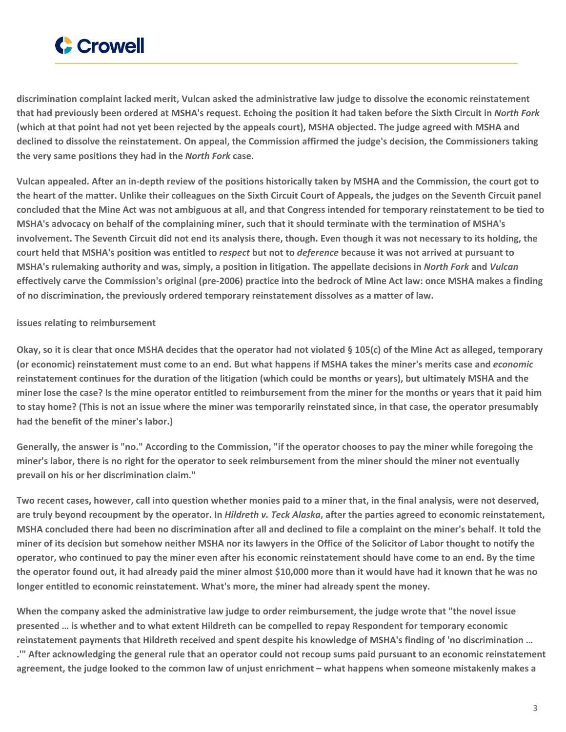discrimination complaint lacked merit, Vulcan asked the administrative law judge to dissolve the economic reinstatement that had previously been ordered at MSHA's request. Echoing the position it had taken before the Sixth Circuit in *North Fork* (which at that point had not yet been rejected by the appeals court), MSHA objected. The judge agreed with MSHA and declined to dissolve the reinstatement. On appeal, the Commission affirmed the judge's decision, the Commissioners taking the very same positions they had in the *North Fork* case.

Vulcan appealed. After an in-depth review of the positions historically taken by MSHA and the Commission, the court got to the heart of the matter. Unlike their colleagues on the Sixth Circuit Court of Appeals, the judges on the Seventh Circuit panel concluded that the Mine Act was not ambiguous at all, and that Congress intended for temporary reinstatement to be tied to MSHA's advocacy on behalf of the complaining miner, such that it should terminate with the termination of MSHA's involvement. The Seventh Circuit did not end its analysis there, though. Even though it was not necessary to its holding, the court held that MSHA's position was entitled to *respect* but not to *deference* because it was not arrived at pursuant to MSHA's rulemaking authority and was, simply, a position in litigation. The appellate decisions in *North Fork* and *Vulcan* effectively carve the Commission's original (pre-2006) practice into the bedrock of Mine Act law: once MSHA makes a finding of no discrimination, the previously ordered temporary reinstatement dissolves as a matter of law.

## issues relating to reimbursement

Okay, so it is clear that once MSHA decides that the operator had not violated § 105(c) of the Mine Act as alleged, temporary (or economic) reinstatement must come to an end. But what happens if MSHA takes the miner's merits case and *economic* reinstatement continues for the duration of the litigation (which could be months or years), but ultimately MSHA and the miner lose the case? Is the mine operator entitled to reimbursement from the miner for the months or years that it paid him to stay home? (This is not an issue where the miner was temporarily reinstated since, in that case, the operator presumably had the benefit of the miner's labor.)

Generally, the answer is "no." According to the Commission, "if the operator chooses to pay the miner while foregoing the miner's labor, there is no right for the operator to seek reimbursement from the miner should the miner not eventually prevail on his or her discrimination claim."

Two recent cases, however, call into question whether monies paid to a miner that, in the final analysis, were not deserved, are truly beyond recoupment by the operator. In *Hildreth v. Teck Alaska*, after the parties agreed to economic reinstatement, MSHA concluded there had been no discrimination after all and declined to file a complaint on the miner's behalf. It told the miner of its decision but somehow neither MSHA nor its lawyers in the Office of the Solicitor of Labor thought to notify the operator, who continued to pay the miner even after his economic reinstatement should have come to an end. By the time the operator found out, it had already paid the miner almost $10,000 more than it would have had it known that he was no longer entitled to economic reinstatement. What's more, the miner had already spent the money.

When the company asked the administrative law judge to order reimbursement, the judge wrote that "the novel issue presented … is whether and to what extent Hildreth can be compelled to repay Respondent for temporary economic reinstatement payments that Hildreth received and spent despite his knowledge of MSHA's finding of 'no discrimination … .'" After acknowledging the general rule that an operator could not recoup sums paid pursuant to an economic reinstatement agreement, the judge looked to the common law of unjust enrichment – what happens when someone mistakenly makes a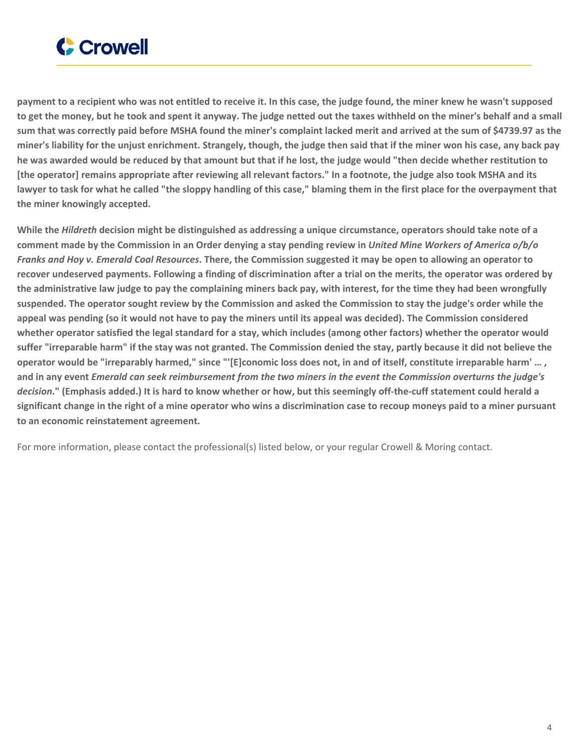**payment to a recipient who was not entitled to receive it. In this case, the judge found, the miner knew he wasn't supposed to get the money, but he took and spent it anyway. The judge netted out the taxes withheld on the miner's behalf and a small sum that was correctly paid before MSHA found the miner's complaint lacked merit and arrived at the sum of $4739.97 as the miner's liability for the unjust enrichment. Strangely, though, the judge then said that if the miner won his case, any back pay he was awarded would be reduced by that amount but that if he lost, the judge would "then decide whether restitution to [the operator] remains appropriate after reviewing all relevant factors." In a footnote, the judge also took MSHA and its lawyer to task for what he called "the sloppy handling of this case," blaming them in the first place for the overpayment that the miner knowingly accepted.**

**While the *Hildreth* decision might be distinguished as addressing a unique circumstance, operators should take note of a comment made by the Commission in an Order denying a stay pending review in *United Mine Workers of America o/b/o Franks and Hoy v. Emerald Coal Resources*. There, the Commission suggested it may be open to allowing an operator to recover undeserved payments. Following a finding of discrimination after a trial on the merits, the operator was ordered by the administrative law judge to pay the complaining miners back pay, with interest, for the time they had been wrongfully suspended. The operator sought review by the Commission and asked the Commission to stay the judge's order while the appeal was pending (so it would not have to pay the miners until its appeal was decided). The Commission considered whether operator satisfied the legal standard for a stay, which includes (among other factors) whether the operator would suffer "irreparable harm" if the stay was not granted. The Commission denied the stay, partly because it did not believe the operator would be "irreparably harmed," since "'[E]conomic loss does not, in and of itself, constitute irreparable harm' … , and in any event *Emerald can seek reimbursement from the two miners in the event the Commission overturns the judge's decision*." (Emphasis added.) It is hard to know whether or how, but this seemingly off-the-cuff statement could herald a significant change in the right of a mine operator who wins a discrimination case to recoup moneys paid to a miner pursuant to an economic reinstatement agreement.**

For more information, please contact the professional(s) listed below, or your regular Crowell & Moring contact.